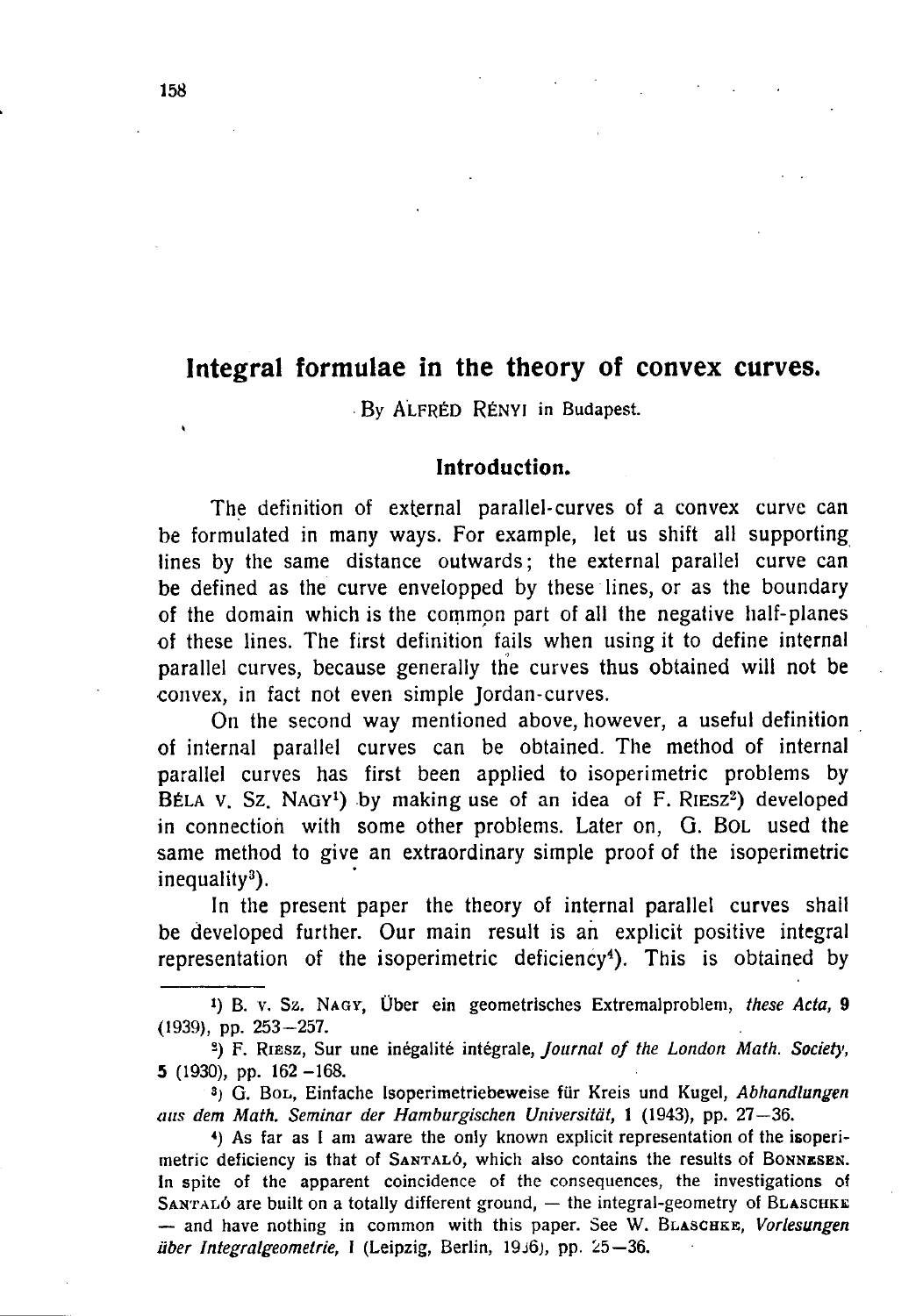# Integral formulae in the theory of convex curves.

By ALFRÉD RÉNYI in Budapest.

## Introduction.

The definition of external parallel-curves of a convex curve can be formulated in many ways. For example, let us shift all supporting lines by the same distance outwards; the external parallel curve can be defined as the curve envelopped by these lines, or as the boundary of the domain which is the common part of all the negative half-planes of these lines. The first definition fails when using it to define internal parallel curves, because generally the curves thus obtained will not be convex, in fact not even simple Jordan-curves.

On the second way mentioned above, however, a useful definition of internal parallel curves can be obtained. The method of internal parallel curves has first been applied to isoperimetric problems by BÉLA V. SZ. NAGY[1]) by making use of an idea of F. RIESZ[2]) developed in connection with some other problems. Later on, G. BOL used the same method to give an extraordinary simple proof of the isoperimetric inequality[3]).

In the present paper the theory of internal parallel curves shall be developed further. Our main result is an explicit positive integral representation of the isoperimetric deficiency[4]). This is obtained by

---

[1]) B. V. SZ. NAGY, Über ein geometrisches Extremalproblem, *these Acta*, **9** (1939), pp. 253–257.

[2]) F. RIESZ, Sur une inégalité intégrale, *Journal of the London Math. Society*, **5** (1930), pp. 162–168.

[3]) G. BOL, Einfache Isoperimetriebeweise für Kreis und Kugel, *Abhandlungen aus dem Math. Seminar der Hamburgischen Universität*, **1** (1943), pp. 27–36.

[4]) As far as I am aware the only known explicit representation of the isoperimetric deficiency is that of SANTALÓ, which also contains the results of BONNESEN. In spite of the apparent coincidence of the consequences, the investigations of SANTALÓ are built on a totally different ground, — the integral-geometry of BLASCHKE — and have nothing in common with this paper. See W. BLASCHKE, *Vorlesungen über Integralgeometrie*, I (Leipzig, Berlin, 1936), pp. 25–36.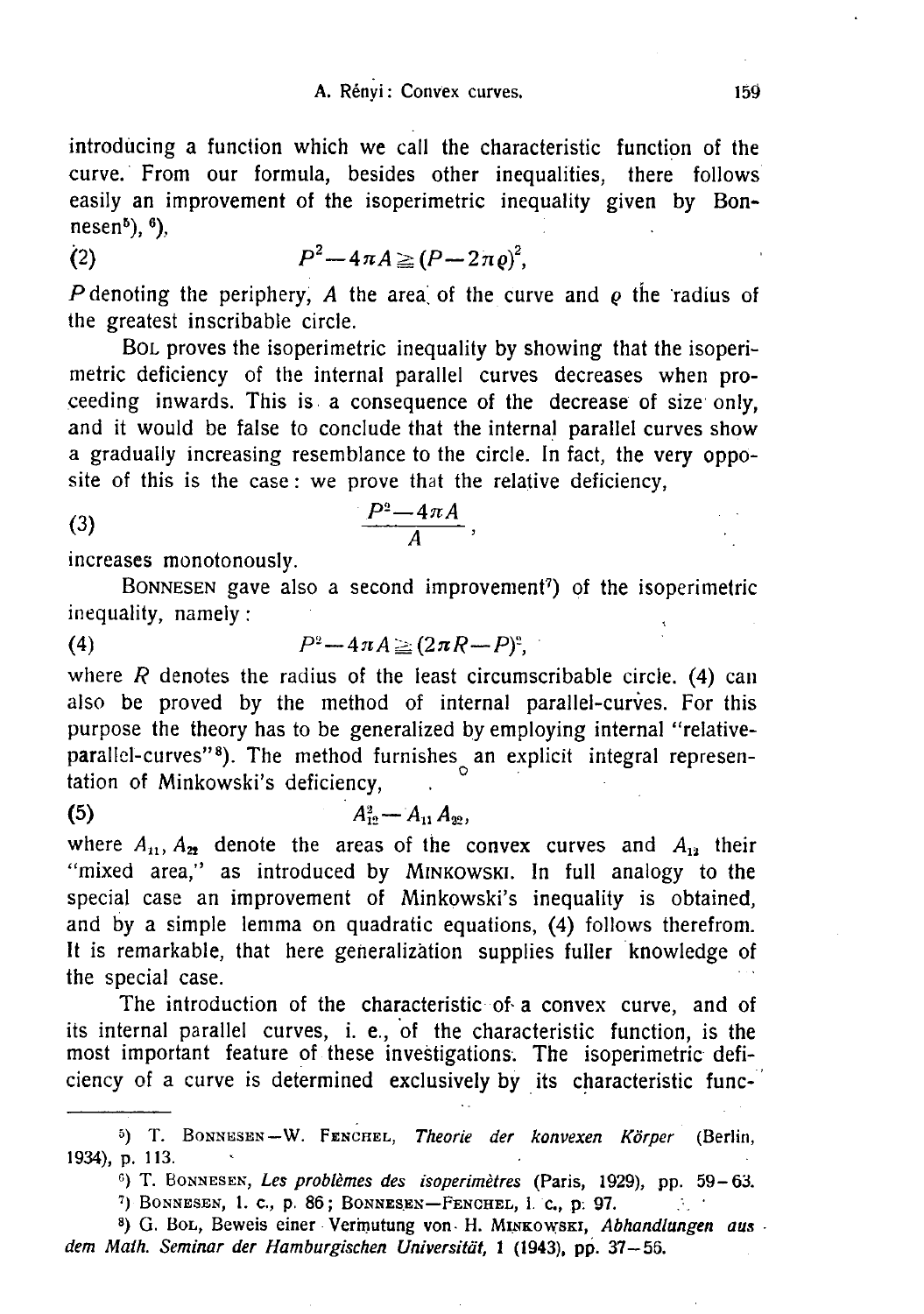introducing a function which we call the characteristic function of the curve. From our formula, besides other inequalities, there follows easily an improvement of the isoperimetric inequality given by Bonnesen[5], [6],

$$P^2 - 4\pi A \geqq (P - 2\pi\varrho)^2, \tag{2}$$

$P$ denoting the periphery, $A$ the area of the curve and $\varrho$ the radius of the greatest inscribable circle.

Bol proves the isoperimetric inequality by showing that the isoperimetric deficiency of the internal parallel curves decreases when proceeding inwards. This is a consequence of the decrease of size only, and it would be false to conclude that the internal parallel curves show a gradually increasing resemblance to the circle. In fact, the very opposite of this is the case: we prove that the relative deficiency,

$$\frac{P^2 - 4\pi A}{A}, \tag{3}$$

increases monotonously.

Bonnesen gave also a second improvement[7] of the isoperimetric inequality, namely:

$$P^2 - 4\pi A \geqq (2\pi R - P)^2, \tag{4}$$

where $R$ denotes the radius of the least circumscribable circle. (4) can also be proved by the method of internal parallel-curves. For this purpose the theory has to be generalized by employing internal "relative-parallel-curves"[8]. The method furnishes an explicit integral representation of Minkowski's deficiency,

$$A_{12}^2 - A_{11} A_{22}, \tag{5}$$

where $A_{11}, A_{22}$ denote the areas of the convex curves and $A_{12}$ their "mixed area," as introduced by Minkowski. In full analogy to the special case an improvement of Minkowski's inequality is obtained, and by a simple lemma on quadratic equations, (4) follows therefrom. It is remarkable, that here generalization supplies fuller knowledge of the special case.

The introduction of the characteristic of a convex curve, and of its internal parallel curves, i. e., of the characteristic function, is the most important feature of these investigations. The isoperimetric deficiency of a curve is determined exclusively by its characteristic func-

---

[5] T. Bonnesen—W. Fenchel, *Theorie der konvexen Körper* (Berlin, 1934), p. 113.

[6] T. Bonnesen, *Les problèmes des isoperimètres* (Paris, 1929), pp. 59–63.

[7] Bonnesen, l. c., p. 86; Bonnesen—Fenchel, l. c., p. 97.

[8] G. Bol, Beweis einer Vermutung von H. Minkowski, *Abhandlungen aus dem Math. Seminar der Hamburgischen Universität*, 1 (1943), pp. 37–56.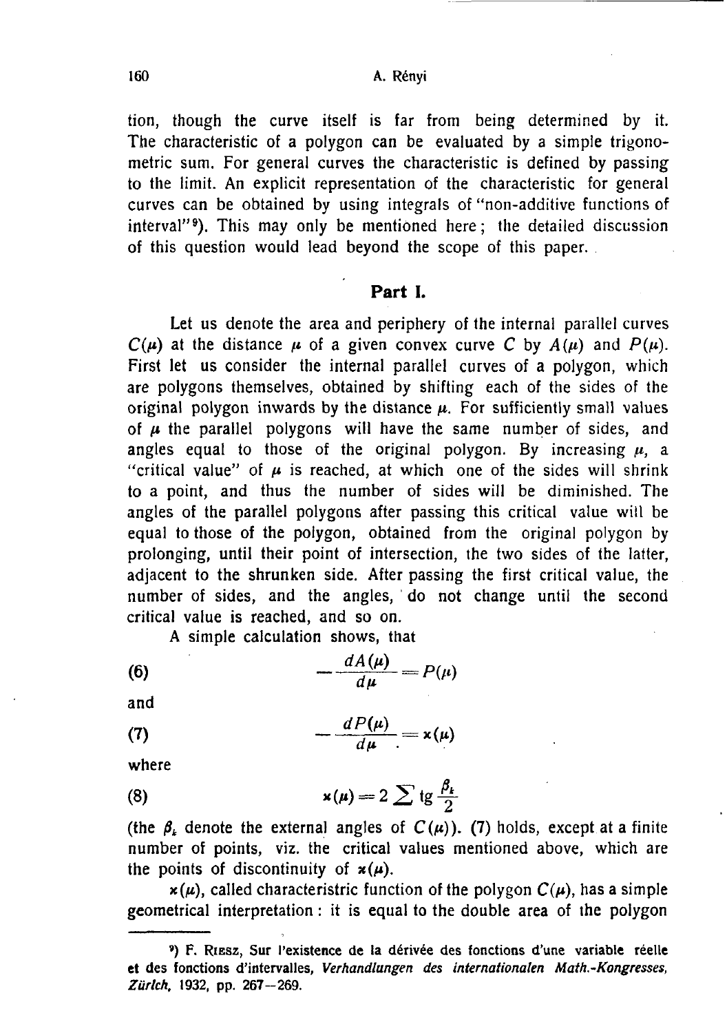tion, though the curve itself is far from being determined by it. The characteristic of a polygon can be evaluated by a simple trigonometric sum. For general curves the characteristic is defined by passing to the limit. An explicit representation of the characteristic for general curves can be obtained by using integrals of "non-additive functions of interval"[9]). This may only be mentioned here; the detailed discussion of this question would lead beyond the scope of this paper.

## Part I.

Let us denote the area and periphery of the internal parallel curves $C(\mu)$ at the distance $\mu$ of a given convex curve $C$ by $A(\mu)$ and $P(\mu)$. First let us consider the internal parallel curves of a polygon, which are polygons themselves, obtained by shifting each of the sides of the original polygon inwards by the distance $\mu$. For sufficiently small values of $\mu$ the parallel polygons will have the same number of sides, and angles equal to those of the original polygon. By increasing $\mu$, a "critical value" of $\mu$ is reached, at which one of the sides will shrink to a point, and thus the number of sides will be diminished. The angles of the parallel polygons after passing this critical value will be equal to those of the polygon, obtained from the original polygon by prolonging, until their point of intersection, the two sides of the latter, adjacent to the shrunken side. After passing the first critical value, the number of sides, and the angles, do not change until the second critical value is reached, and so on.

A simple calculation shows, that

$$-\frac{dA(\mu)}{d\mu} = P(\mu) \tag{6}$$

and

$$-\frac{dP(\mu)}{d\mu} = \varkappa(\mu) \tag{7}$$

where

$$\varkappa(\mu) = 2 \sum \operatorname{tg} \frac{\beta_k}{2} \tag{8}$$

(the $\beta_k$ denote the external angles of $C(\mu)$). (7) holds, except at a finite number of points, viz. the critical values mentioned above, which are the points of discontinuity of $\varkappa(\mu)$.

$\varkappa(\mu)$, called characteristric function of the polygon $C(\mu)$, has a simple geometrical interpretation: it is equal to the double area of the polygon

---

[9]) F. Riesz, Sur l'existence de la dérivée des fonctions d'une variable réelle et des fonctions d'intervalles, *Verhandlungen des internationalen Math.-Kongresses, Zürich*, 1932, pp. 267—269.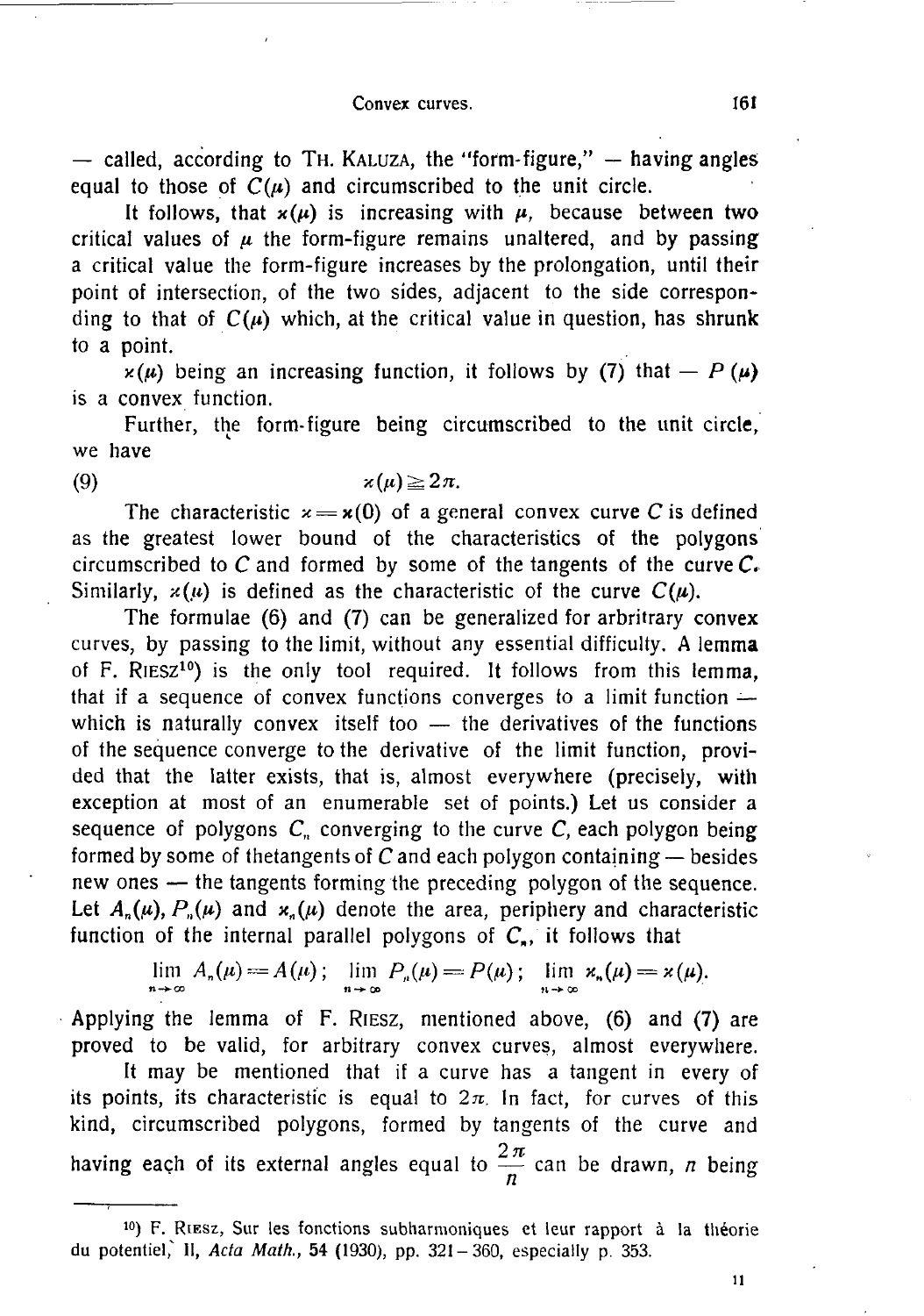— called, according to TH. KALUZA, the "form-figure," — having angles equal to those of $C(\mu)$ and circumscribed to the unit circle.

It follows, that $\varkappa(\mu)$ is increasing with $\mu$, because between two critical values of $\mu$ the form-figure remains unaltered, and by passing a critical value the form-figure increases by the prolongation, until their point of intersection, of the two sides, adjacent to the side corresponding to that of $C(\mu)$ which, at the critical value in question, has shrunk to a point.

$\varkappa(\mu)$ being an increasing function, it follows by (7) that $-P(\mu)$ is a convex function.

Further, the form-figure being circumscribed to the unit circle, we have

$$\varkappa(\mu) \geqq 2\pi. \tag{9}$$

The characteristic $\varkappa = \varkappa(0)$ of a general convex curve $C$ is defined as the greatest lower bound of the characteristics of the polygons circumscribed to $C$ and formed by some of the tangents of the curve $C$. Similarly, $\varkappa(\mu)$ is defined as the characteristic of the curve $C(\mu)$.

The formulae (6) and (7) can be generalized for arbitrary convex curves, by passing to the limit, without any essential difficulty. A lemma of F. RIESZ[10]) is the only tool required. It follows from this lemma, that if a sequence of convex functions converges to a limit function — which is naturally convex itself too — the derivatives of the functions of the sequence converge to the derivative of the limit function, provided that the latter exists, that is, almost everywhere (precisely, with exception at most of an enumerable set of points.) Let us consider a sequence of polygons $C_n$ converging to the curve $C$, each polygon being formed by some of thetangents of $C$ and each polygon containing — besides new ones — the tangents forming the preceding polygon of the sequence. Let $A_n(\mu)$, $P_n(\mu)$ and $\varkappa_n(\mu)$ denote the area, periphery and characteristic function of the internal parallel polygons of $C_n$, it follows that

$$\lim_{n\to\infty} A_n(\mu) = A(\mu); \quad \lim_{n\to\infty} P_n(\mu) = P(\mu); \quad \lim_{n\to\infty} \varkappa_n(\mu) = \varkappa(\mu).$$

Applying the lemma of F. RIESZ, mentioned above, (6) and (7) are proved to be valid, for arbitrary convex curves, almost everywhere.

It may be mentioned that if a curve has a tangent in every of its points, its characteristic is equal to $2\pi$. In fact, for curves of this kind, circumscribed polygons, formed by tangents of the curve and having each of its external angles equal to $\frac{2\pi}{n}$ can be drawn, $n$ being

---

[10]) F. RIESZ, Sur les fonctions subharmoniques et leur rapport à la théorie du potentiel, II, *Acta Math.*, **54** (1930), pp. 321–360, especially p. 353.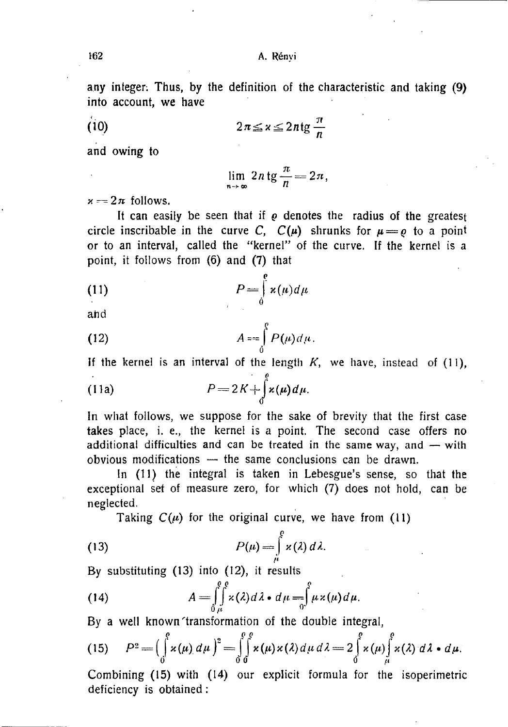any integer. Thus, by the definition of the characteristic and taking (9) into account, we have

$$2\pi \leq \varkappa \leq 2n \operatorname{tg} \frac{\pi}{n} \tag{10}$$

and owing to

$$\lim_{n \to \infty} 2n \operatorname{tg} \frac{\pi}{n} = 2\pi,$$

$\varkappa = 2\pi$ follows.

It can easily be seen that if $\varrho$ denotes the radius of the greatest circle inscribable in the curve $C$, $C(\mu)$ shrunks for $\mu = \varrho$ to a point or to an interval, called the "kernel" of the curve. If the kernel is a point, it follows from (6) and (7) that

$$P = \int_0^{\varrho} \varkappa(\mu) d\mu \tag{11}$$

and

$$A = \int_0^{\varrho} P(\mu) d\mu. \tag{12}$$

If the kernel is an interval of the length $K$, we have, instead of (11),

$$P = 2K + \int_0^{\varrho} \varkappa(\mu) d\mu. \tag{11a}$$

In what follows, we suppose for the sake of brevity that the first case takes place, i. e., the kernel is a point. The second case offers no additional difficulties and can be treated in the same way, and — with obvious modifications — the same conclusions can be drawn.

In (11) the integral is taken in Lebesgue's sense, so that the exceptional set of measure zero, for which (7) does not hold, can be neglected.

Taking $C(\mu)$ for the original curve, we have from (11)

$$P(\mu) = \int_{\mu}^{\varrho} \varkappa(\lambda) d\lambda. \tag{13}$$

By substituting (13) into (12), it results

$$A = \int_0^{\varrho} \int_{\mu}^{\varrho} \varkappa(\lambda) d\lambda \cdot d\mu = \int_0^{\varrho} \mu \varkappa(\mu) d\mu. \tag{14}$$

By a well known transformation of the double integral,

$$P^2 = \left( \int_0^{\varrho} \varkappa(\mu) d\mu \right)^2 = \int_0^{\varrho} \int_0^{\varrho} \varkappa(\mu) \varkappa(\lambda) d\mu \, d\lambda = 2 \int_0^{\varrho} \varkappa(\mu) \int_{\mu}^{\varrho} \varkappa(\lambda) d\lambda \cdot d\mu. \tag{15}$$

Combining (15) with (14) our explicit formula for the isoperimetric deficiency is obtained: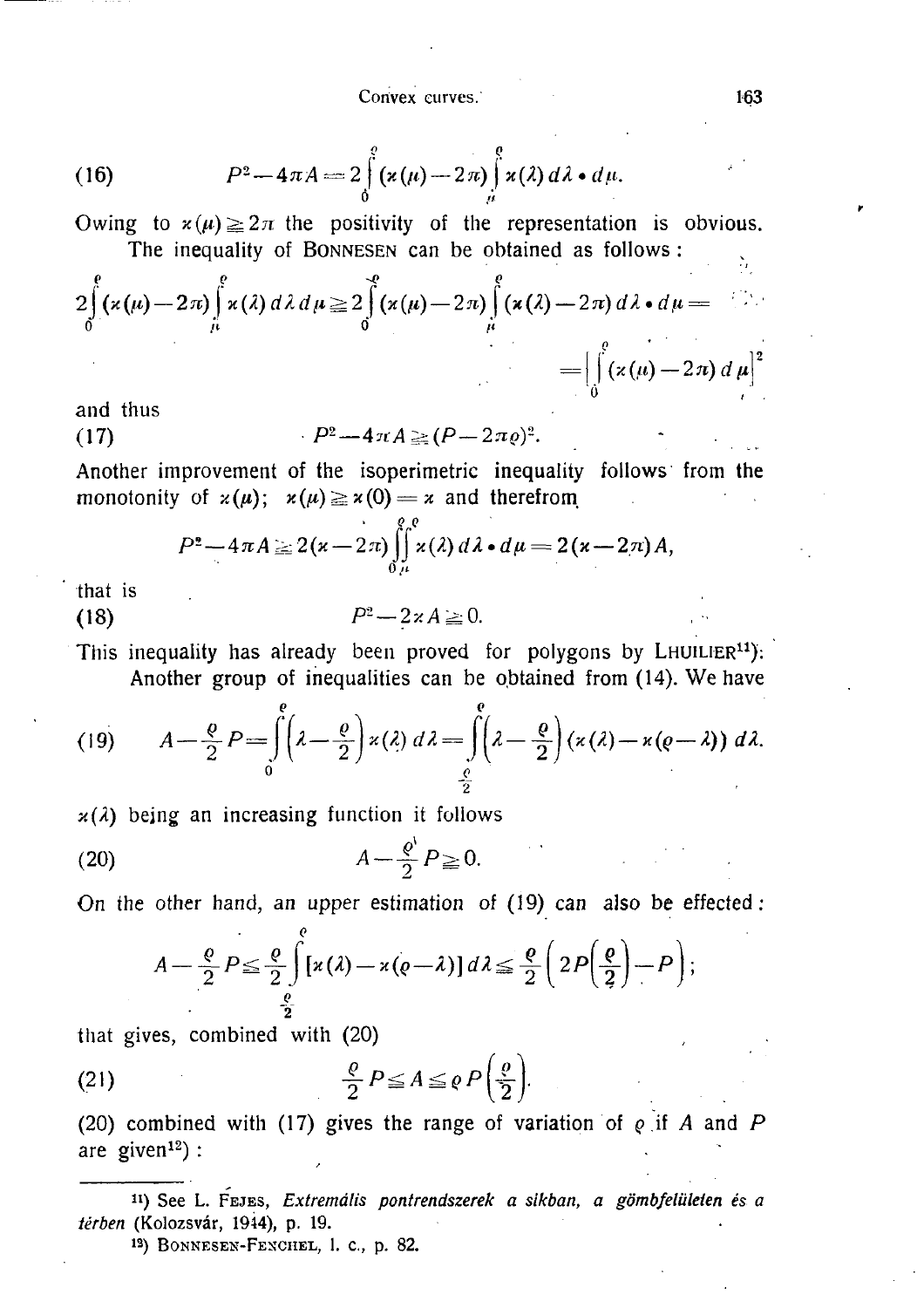$$(16) \qquad P^2 - 4\pi A = 2\int_0^{\varrho} (\varkappa(\mu) - 2\pi) \int_{\mu}^{\varrho} \varkappa(\lambda)\, d\lambda \cdot d\mu.$$

Owing to $\varkappa(\mu) \geqq 2\pi$ the positivity of the representation is obvious.

The inequality of BONNESEN can be obtained as follows:

$$2\int_0^{\varrho} (\varkappa(\mu) - 2\pi) \int_{\mu}^{\varrho} \varkappa(\lambda)\, d\lambda\, d\mu \geqq 2\int_0^{\varrho} (\varkappa(\mu) - 2\pi) \int_{\mu}^{\varrho} (\varkappa(\lambda) - 2\pi)\, d\lambda \cdot d\mu =$$

$$= \left[\int_0^{\varrho} (\varkappa(\mu) - 2\pi)\, d\mu\right]^2$$

and thus

$$(17) \qquad P^2 - 4\pi A \geqq (P - 2\pi\varrho)^2.$$

Another improvement of the isoperimetric inequality follows from the monotonity of $\varkappa(\mu)$; $\varkappa(\mu) \geqq \varkappa(0) = \varkappa$ and therefrom

$$P^2 - 4\pi A \geqq 2(\varkappa - 2\pi) \int_0^{\varrho}\int_{\mu}^{\varrho} \varkappa(\lambda)\, d\lambda \cdot d\mu = 2(\varkappa - 2\pi) A,$$

that is

$$(18) \qquad P^2 - 2\varkappa A \geqq 0.$$

This inequality has already been proved for polygons by LHUILIER[11].

Another group of inequalities can be obtained from (14). We have

$$(19) \qquad A - \frac{\varrho}{2} P = \int_0^{\varrho} \left(\lambda - \frac{\varrho}{2}\right) \varkappa(\lambda)\, d\lambda = \int_{\frac{\varrho}{2}}^{\varrho} \left(\lambda - \frac{\varrho}{2}\right) (\varkappa(\lambda) - \varkappa(\varrho - \lambda))\, d\lambda.$$

$\varkappa(\lambda)$ being an increasing function it follows

$$(20) \qquad A - \frac{\varrho}{2} P \geqq 0.$$

On the other hand, an upper estimation of (19) can also be effected:

$$A - \frac{\varrho}{2} P \leqq \frac{\varrho}{2} \int_{\frac{\varrho}{2}}^{\varrho} [\varkappa(\lambda) - \varkappa(\varrho - \lambda)]\, d\lambda \leqq \frac{\varrho}{2} \left(2P\left(\frac{\varrho}{2}\right) - P\right);$$

that gives, combined with (20)

$$(21) \qquad \frac{\varrho}{2} P \leqq A \leqq \varrho P\left(\frac{\varrho}{2}\right).$$

(20) combined with (17) gives the range of variation of $\varrho$ if $A$ and $P$ are given[12]:

---

[11]) See L. FEJES, *Extremális pontrendszerek a síkban, a gömbfelületen és a térben* (Kolozsvár, 1944), p. 19.

[12]) BONNESEN-FENCHEL, l. c., p. 82.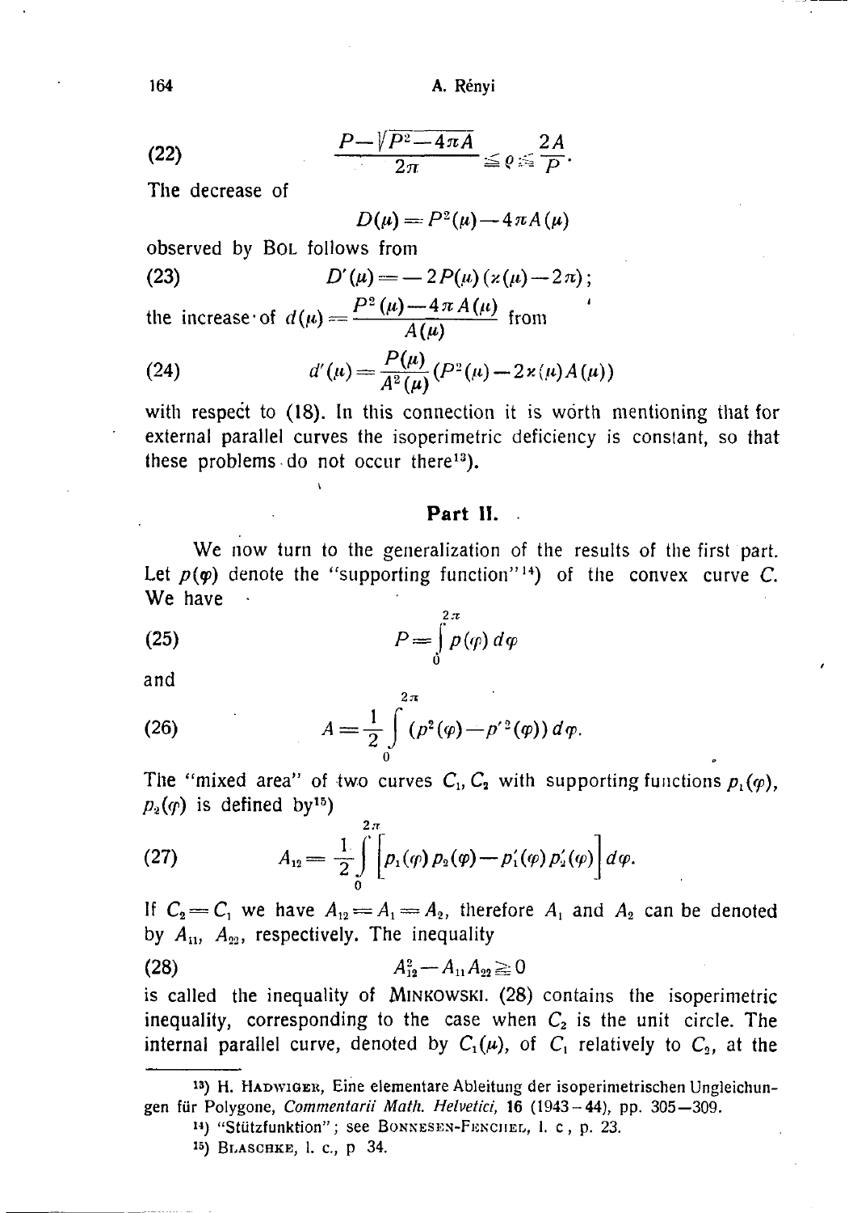$$\frac{P - \sqrt{P^2 - 4\pi A}}{2\pi} \leqq \varrho \leqq \frac{2A}{P}. \tag{22}$$

The decrease of

$$D(\mu) = P^2(\mu) - 4\pi A(\mu)$$

observed by BOL follows from

$$D'(\mu) = -2P(\mu)(\varkappa(\mu) - 2\pi); \tag{23}$$

the increase of $d(\mu) = \dfrac{P^2(\mu) - 4\pi A(\mu)}{A(\mu)}$ from

$$d'(\mu) = \frac{P(\mu)}{A^2(\mu)}(P^2(\mu) - 2\varkappa(\mu)A(\mu)) \tag{24}$$

with respect to (18). In this connection it is worth mentioning that for external parallel curves the isoperimetric deficiency is constant, so that these problems do not occur there[13]).

## Part II.

We now turn to the generalization of the results of the first part. Let $p(\varphi)$ denote the "supporting function"[14]) of the convex curve $C$. We have

$$P = \int_0^{2\pi} p(\varphi)\, d\varphi \tag{25}$$

and

$$A = \frac{1}{2}\int_0^{2\pi} (p^2(\varphi) - p'^2(\varphi))\, d\varphi. \tag{26}$$

The "mixed area" of two curves $C_1, C_2$ with supporting functions $p_1(\varphi)$, $p_2(\varphi)$ is defined by[15])

$$A_{12} = \frac{1}{2}\int_0^{2\pi} \Big[p_1(\varphi)p_2(\varphi) - p_1'(\varphi)p_2'(\varphi)\Big]\, d\varphi. \tag{27}$$

If $C_2 = C_1$ we have $A_{12} = A_1 = A_2$, therefore $A_1$ and $A_2$ can be denoted by $A_{11}$, $A_{22}$, respectively. The inequality

$$A_{12}^2 - A_{11}A_{22} \geqq 0 \tag{28}$$

is called the inequality of MINKOWSKI. (28) contains the isoperimetric inequality, corresponding to the case when $C_2$ is the unit circle. The internal parallel curve, denoted by $C_1(\mu)$, of $C_1$ relatively to $C_2$, at the

---

[13]) H. HADWIGER, Eine elementare Ableitung der isoperimetrischen Ungleichungen für Polygone, *Commentarii Math. Helvetici*, **16** (1943–44), pp. 305–309.

[14]) "Stützfunktion"; see BONNESEN-FENCHEL, l. c., p. 23.

[15]) BLASCHKE, l. c., p. 34.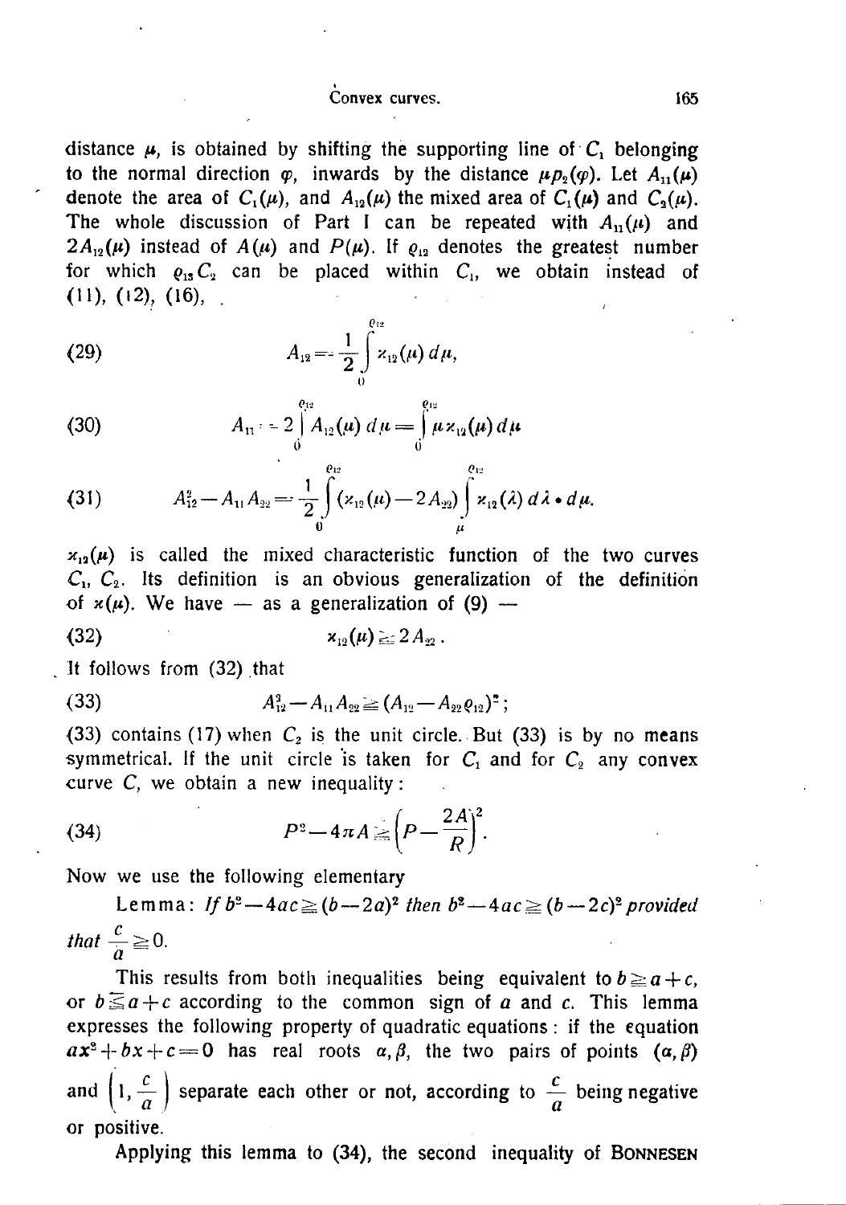distance $\mu$, is obtained by shifting the supporting line of $C_1$ belonging to the normal direction $\varphi$, inwards by the distance $\mu p_2(\varphi)$. Let $A_{11}(\mu)$ denote the area of $C_1(\mu)$, and $A_{12}(\mu)$ the mixed area of $C_1(\mu)$ and $C_2(\mu)$. The whole discussion of Part I can be repeated with $A_{11}(\mu)$ and $2A_{12}(\mu)$ instead of $A(\mu)$ and $P(\mu)$. If $\varrho_{12}$ denotes the greatest number for which $\varrho_{12} C_2$ can be placed within $C_1$, we obtain instead of (11), (12), (16),

$$(29) \qquad A_{12} = -\frac{1}{2}\int_0^{\varrho_{12}} \varkappa_{12}(\mu)\, d\mu,$$

$$(30) \qquad A_{11} = -2\int_0^{\varrho_{12}} A_{12}(\mu)\, d\mu = \int_0^{\varrho_{12}} \mu \varkappa_{12}(\mu)\, d\mu$$

$$(31) \qquad A_{12}^2 - A_{11}A_{22} = \frac{1}{2}\int_0^{\varrho_{12}} (\varkappa_{12}(\mu) - 2A_{22}) \int_\mu^{\varrho_{12}} \varkappa_{12}(\lambda)\, d\lambda \cdot d\mu.$$

$\varkappa_{12}(\mu)$ is called the mixed characteristic function of the two curves $C_1$, $C_2$. Its definition is an obvious generalization of the definition of $\varkappa(\mu)$. We have — as a generalization of (9) —

$$(32) \qquad \varkappa_{12}(\mu) \leqq 2A_{22}.$$

It follows from (32) that

$$(33) \qquad A_{12}^2 - A_{11}A_{22} \geqq (A_{12} - A_{22}\varrho_{12})^2;$$

(33) contains (17) when $C_2$ is the unit circle. But (33) is by no means symmetrical. If the unit circle is taken for $C_1$ and for $C_2$ any convex curve $C$, we obtain a new inequality:

$$(34) \qquad P^2 - 4\pi A \geqq \left(P - \frac{2A}{R}\right)^2.$$

Now we use the following elementary

Lemma: *If $b^2 - 4ac \geqq (b-2a)^2$ then $b^2 - 4ac \geqq (b-2c)^2$ provided that $\frac{c}{a} \geqq 0$.*

This results from both inequalities being equivalent to $b \geqq a + c$, or $b \leqq a + c$ according to the common sign of $a$ and $c$. This lemma expresses the following property of quadratic equations: if the equation $ax^2 + bx + c = 0$ has real roots $\alpha, \beta$, the two pairs of points $(\alpha, \beta)$ and $\left(1, \frac{c}{a}\right)$ separate each other or not, according to $\frac{c}{a}$ being negative or positive.

Applying this lemma to (34), the second inequality of Bonnesen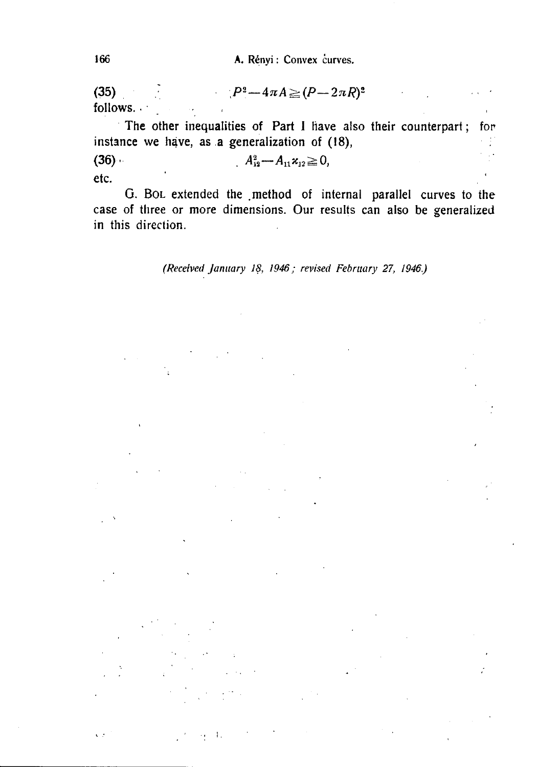$$P^2 - 4\pi A \geqq (P - 2\pi R)^2 \tag{35}$$

follows.

The other inequalities of Part I have also their counterpart; for instance we have, as a generalization of (18),

$$A_{12}^2 - A_{11}\varkappa_{12} \geqq 0, \tag{36}$$

etc.

G. Bol extended the method of internal parallel curves to the case of three or more dimensions. Our results can also be generalized in this direction.

*(Received January 18, 1946; revised February 27, 1946.)*